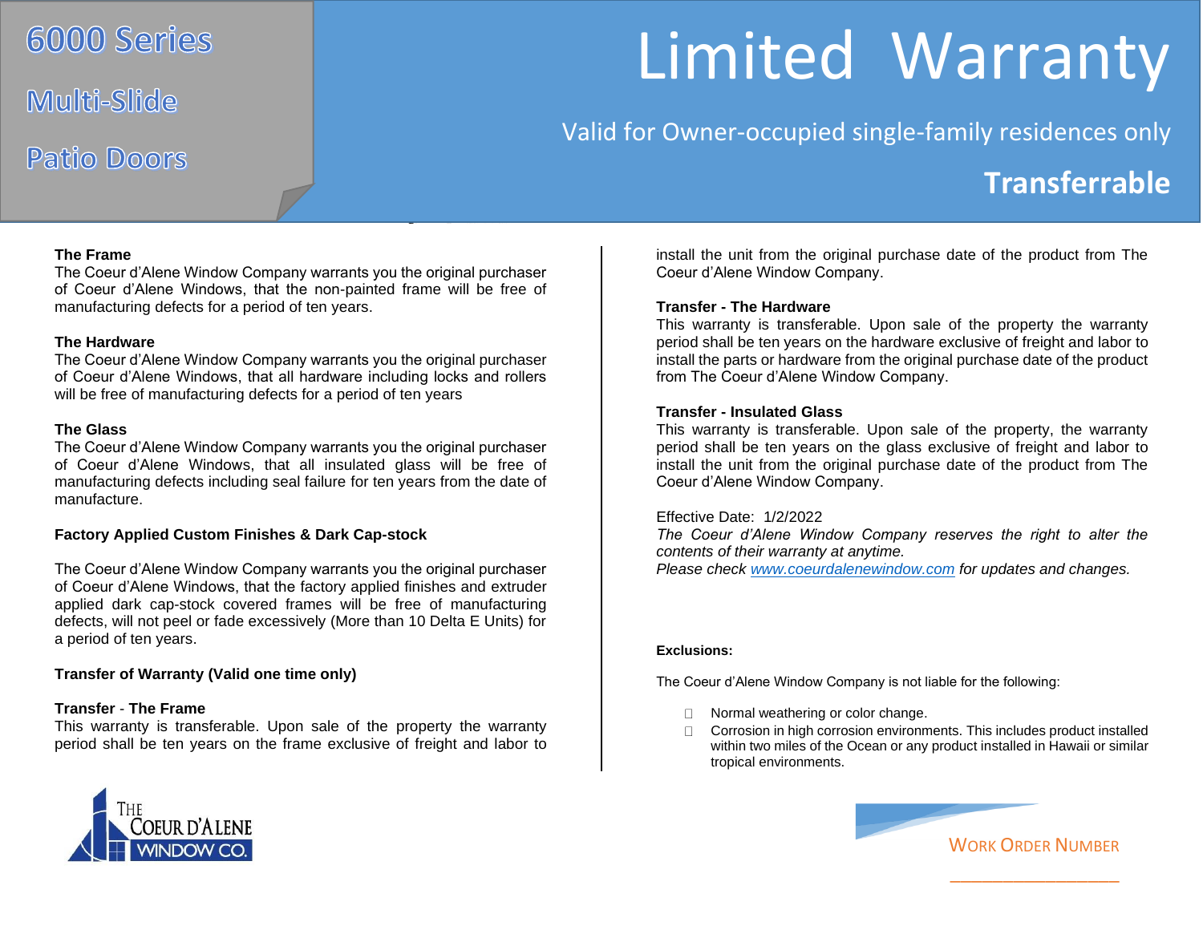# 6000 Series Multi-Slide Patio Doors

# Limited Warranty

Valid for Owner-occupied single-family residences only

**Transferrable**

**The Frame**
The Coeur d'Alene Window Company warrants you the original purchaser of Coeur d'Alene Windows, that the non-painted frame will be free of manufacturing defects for a period of ten years.

**The Hardware**
The Coeur d'Alene Window Company warrants you the original purchaser of Coeur d'Alene Windows, that all hardware including locks and rollers will be free of manufacturing defects for a period of ten years

**The Glass**
The Coeur d'Alene Window Company warrants you the original purchaser of Coeur d'Alene Windows, that all insulated glass will be free of manufacturing defects including seal failure for ten years from the date of manufacture.

**Factory Applied Custom Finishes & Dark Cap-stock**

The Coeur d'Alene Window Company warrants you the original purchaser of Coeur d'Alene Windows, that the factory applied finishes and extruder applied dark cap-stock covered frames will be free of manufacturing defects, will not peel or fade excessively (More than 10 Delta E Units) for a period of ten years.

**Transfer of Warranty (Valid one time only)**

**Transfer - The Frame**
This warranty is transferable. Upon sale of the property the warranty period shall be ten years on the frame exclusive of freight and labor to install the unit from the original purchase date of the product from The Coeur d'Alene Window Company.

**Transfer - The Hardware**
This warranty is transferable. Upon sale of the property the warranty period shall be ten years on the hardware exclusive of freight and labor to install the parts or hardware from the original purchase date of the product from The Coeur d'Alene Window Company.

**Transfer - Insulated Glass**
This warranty is transferable. Upon sale of the property, the warranty period shall be ten years on the glass exclusive of freight and labor to install the unit from the original purchase date of the product from The Coeur d'Alene Window Company.

Effective Date: 1/2/2022
*The Coeur d'Alene Window Company reserves the right to alter the contents of their warranty at anytime.*
*Please check www.coeurdalenewindow.com for updates and changes.*

**Exclusions:**

The Coeur d'Alene Window Company is not liable for the following:

- Normal weathering or color change.
- Corrosion in high corrosion environments. This includes product installed within two miles of the Ocean or any product installed in Hawaii or similar tropical environments.

THE COEUR D'ALENE WINDOW CO.

WORK ORDER NUMBER

_______________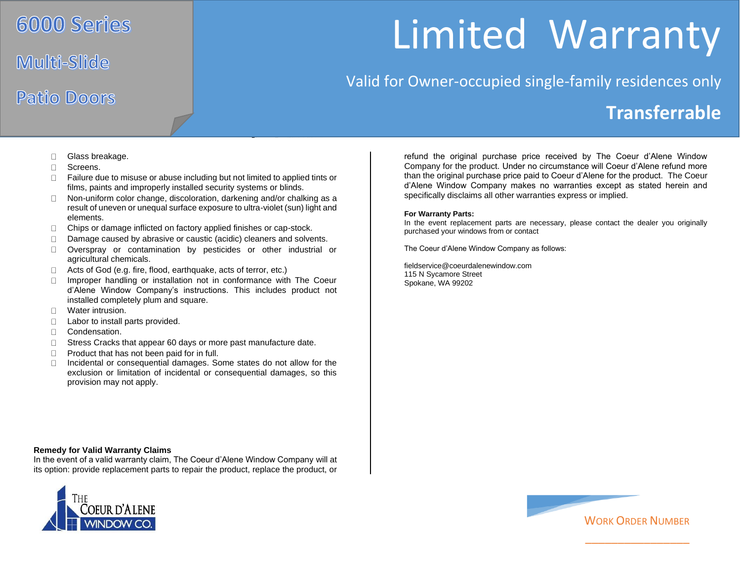# 6000 Series Multi-Slide Patio Doors

# Limited Warranty

Valid for Owner-occupied single-family residences only

**Transferrable**

- Glass breakage.
- Screens.
- Failure due to misuse or abuse including but not limited to applied tints or films, paints and improperly installed security systems or blinds.
- Non-uniform color change, discoloration, darkening and/or chalking as a result of uneven or unequal surface exposure to ultra-violet (sun) light and elements.
- Chips or damage inflicted on factory applied finishes or cap-stock.
- Damage caused by abrasive or caustic (acidic) cleaners and solvents.
- Overspray or contamination by pesticides or other industrial or agricultural chemicals.
- Acts of God (e.g. fire, flood, earthquake, acts of terror, etc.)
- Improper handling or installation not in conformance with The Coeur d'Alene Window Company's instructions. This includes product not installed completely plum and square.
- Water intrusion.
- Labor to install parts provided.
- Condensation.
- Stress Cracks that appear 60 days or more past manufacture date.
- Product that has not been paid for in full.
- Incidental or consequential damages. Some states do not allow for the exclusion or limitation of incidental or consequential damages, so this provision may not apply.

**Remedy for Valid Warranty Claims**

In the event of a valid warranty claim, The Coeur d'Alene Window Company will at its option: provide replacement parts to repair the product, replace the product, or refund the original purchase price received by The Coeur d'Alene Window Company for the product. Under no circumstance will Coeur d'Alene refund more than the original purchase price paid to Coeur d'Alene for the product. The Coeur d'Alene Window Company makes no warranties except as stated herein and specifically disclaims all other warranties express or implied.

**For Warranty Parts:**

In the event replacement parts are necessary, please contact the dealer you originally purchased your windows from or contact

The Coeur d'Alene Window Company as follows:

fieldservice@coeurdalenewindow.com
115 N Sycamore Street
Spokane, WA 99202

The Coeur d'Alene Window Co.

Work Order Number

___________________